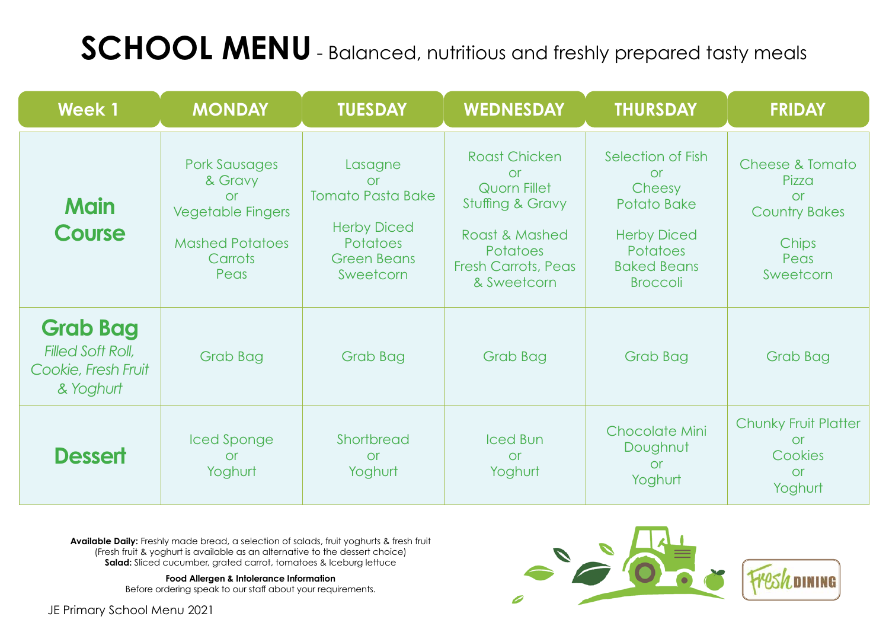# SCHOOL MENU - Balanced, nutritious and freshly prepared tasty meals

| Week 1 | MONDAY | TUESDAY | WEDNESDAY | THURSDAY | FRIDAY |
|---|---|---|---|---|---|
| **Main Course** | Pork Sausages & Gravy<br>or<br>Vegetable Fingers<br><br>Mashed Potatoes<br>Carrots<br>Peas | Lasagne<br>or<br>Tomato Pasta Bake<br><br>Herby Diced Potatoes<br>Green Beans<br>Sweetcorn | Roast Chicken<br>or<br>Quorn Fillet<br>Stuffing & Gravy<br><br>Roast & Mashed Potatoes<br>Fresh Carrots, Peas & Sweetcorn | Selection of Fish<br>or<br>Cheesy Potato Bake<br><br>Herby Diced Potatoes<br>Baked Beans<br>Broccoli | Cheese & Tomato Pizza<br>or<br>Country Bakes<br><br>Chips<br>Peas<br>Sweetcorn |
| **Grab Bag**<br>*Filled Soft Roll, Cookie, Fresh Fruit & Yoghurt* | Grab Bag | Grab Bag | Grab Bag | Grab Bag | Grab Bag |
| **Dessert** | Iced Sponge<br>or<br>Yoghurt | Shortbread<br>or<br>Yoghurt | Iced Bun<br>or<br>Yoghurt | Chocolate Mini Doughnut<br>or<br>Yoghurt | Chunky Fruit Platter<br>or<br>Cookies<br>or<br>Yoghurt |

**Available Daily:** Freshly made bread, a selection of salads, fruit yoghurts & fresh fruit
(Fresh fruit & yoghurt is available as an alternative to the dessert choice)
**Salad:** Sliced cucumber, grated carrot, tomatoes & Iceburg lettuce

**Food Allergen & Intolerance Information**
Before ordering speak to our staff about your requirements.

Fresh DINING

JE Primary School Menu 2021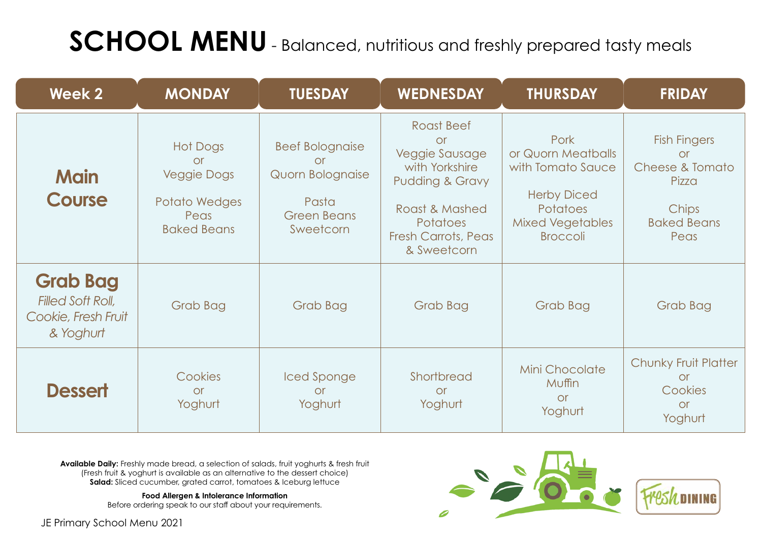# SCHOOL MENU - Balanced, nutritious and freshly prepared tasty meals

| Week 2 | MONDAY | TUESDAY | WEDNESDAY | THURSDAY | FRIDAY |
|---|---|---|---|---|---|
| **Main Course** | Hot Dogs or Veggie Dogs<br><br>Potato Wedges<br>Peas<br>Baked Beans | Beef Bolognaise or Quorn Bolognaise<br><br>Pasta<br>Green Beans<br>Sweetcorn | Roast Beef or Veggie Sausage with Yorkshire Pudding & Gravy<br><br>Roast & Mashed Potatoes<br>Fresh Carrots, Peas & Sweetcorn | Pork or Quorn Meatballs with Tomato Sauce<br><br>Herby Diced Potatoes<br>Mixed Vegetables<br>Broccoli | Fish Fingers or Cheese & Tomato Pizza<br><br>Chips<br>Baked Beans<br>Peas |
| **Grab Bag**<br>*Filled Soft Roll, Cookie, Fresh Fruit & Yoghurt* | Grab Bag | Grab Bag | Grab Bag | Grab Bag | Grab Bag |
| **Dessert** | Cookies or Yoghurt | Iced Sponge or Yoghurt | Shortbread or Yoghurt | Mini Chocolate Muffin or Yoghurt | Chunky Fruit Platter or Cookies or Yoghurt |

**Available Daily:** Freshly made bread, a selection of salads, fruit yoghurts & fresh fruit
(Fresh fruit & yoghurt is available as an alternative to the dessert choice)
**Salad:** Sliced cucumber, grated carrot, tomatoes & Iceburg lettuce

**Food Allergen & Intolerance Information**
Before ordering speak to our staff about your requirements.

Fresh DINING

JE Primary School Menu 2021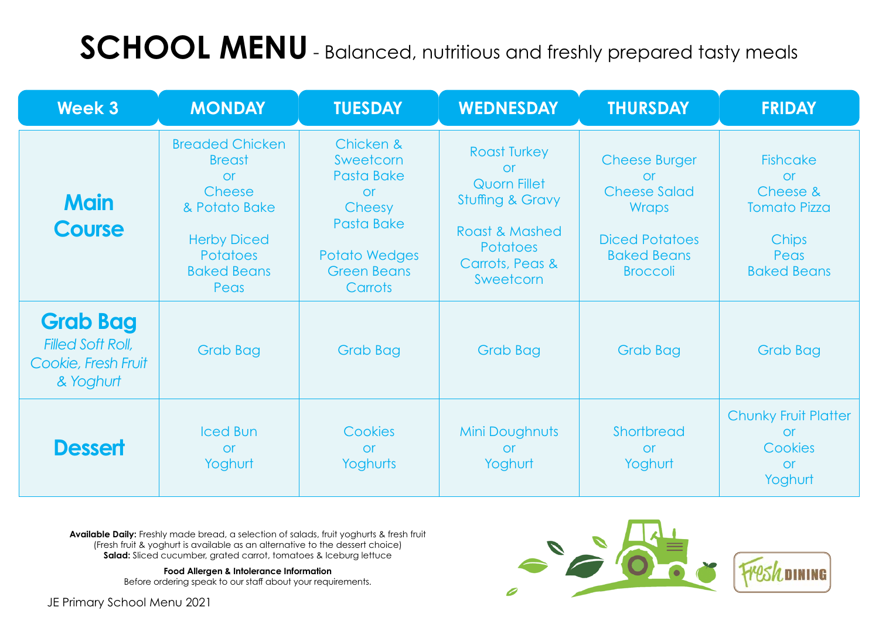# SCHOOL MENU - Balanced, nutritious and freshly prepared tasty meals

| Week 3 | MONDAY | TUESDAY | WEDNESDAY | THURSDAY | FRIDAY |
|---|---|---|---|---|---|
| **Main Course** | Breaded Chicken Breast or Cheese & Potato Bake<br><br>Herby Diced Potatoes<br>Baked Beans<br>Peas | Chicken & Sweetcorn Pasta Bake or Cheesy Pasta Bake<br><br>Potato Wedges<br>Green Beans<br>Carrots | Roast Turkey or Quorn Fillet Stuffing & Gravy<br><br>Roast & Mashed Potatoes<br>Carrots, Peas & Sweetcorn | Cheese Burger or Cheese Salad Wraps<br><br>Diced Potatoes<br>Baked Beans<br>Broccoli | Fishcake or Cheese & Tomato Pizza<br><br>Chips<br>Peas<br>Baked Beans |
| **Grab Bag** *Filled Soft Roll, Cookie, Fresh Fruit & Yoghurt* | Grab Bag | Grab Bag | Grab Bag | Grab Bag | Grab Bag |
| **Dessert** | Iced Bun or Yoghurt | Cookies or Yoghurts | Mini Doughnuts or Yoghurt | Shortbread or Yoghurt | Chunky Fruit Platter or Cookies or Yoghurt |

**Available Daily:** Freshly made bread, a selection of salads, fruit yoghurts & fresh fruit
(Fresh fruit & yoghurt is available as an alternative to the dessert choice)
**Salad:** Sliced cucumber, grated carrot, tomatoes & Iceburg lettuce

**Food Allergen & Intolerance Information**
Before ordering speak to our staff about your requirements.

Fresh DINING

JE Primary School Menu 2021